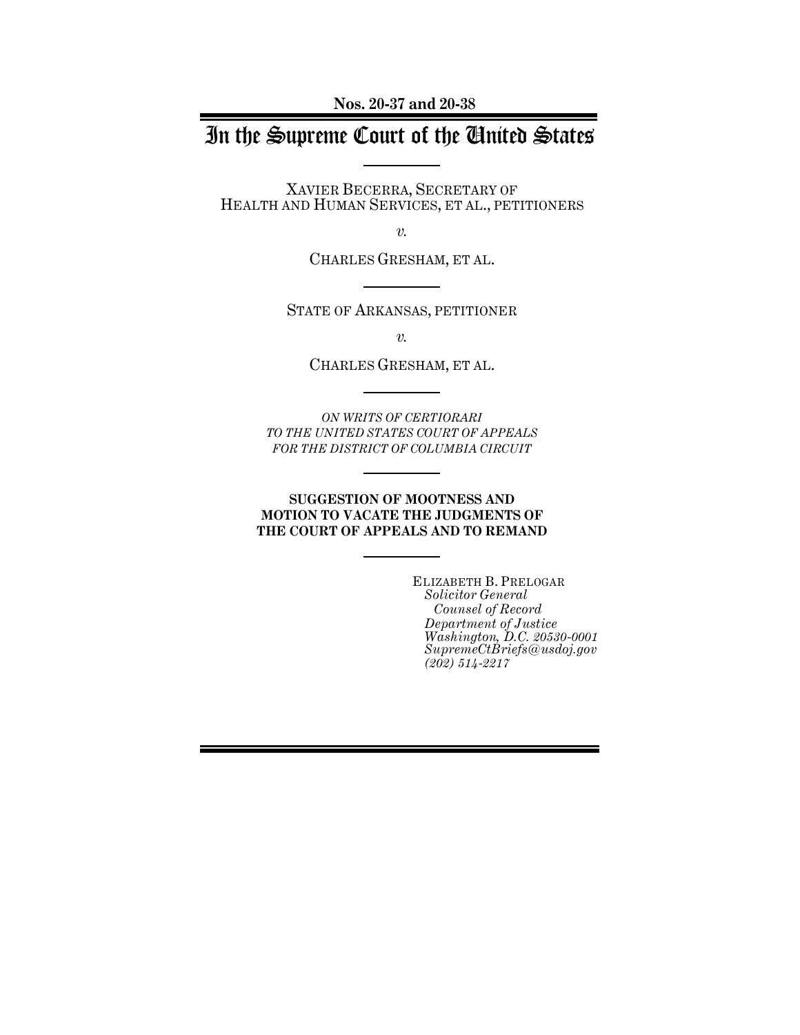**Nos. 20-37 and 20-38**

# In the Supreme Court of the United States

XAVIER BECERRA, SECRETARY OF HEALTH AND HUMAN SERVICES, ET AL., PETITIONERS

*v.*

CHARLES GRESHAM, ET AL.

STATE OF ARKANSAS, PETITIONER

*v.*

CHARLES GRESHAM, ET AL.

*ON WRITS OF CERTIORARI TO THE UNITED STATES COURT OF APPEALS FOR THE DISTRICT OF COLUMBIA CIRCUIT*

**SUGGESTION OF MOOTNESS AND MOTION TO VACATE THE JUDGMENTS OF THE COURT OF APPEALS AND TO REMAND**

ELIZABETH B. PRELOGAR
*Solicitor General*
*Counsel of Record*
*Department of Justice*
*Washington, D.C. 20530-0001*
*SupremeCtBriefs@usdoj.gov*
*(202) 514-2217*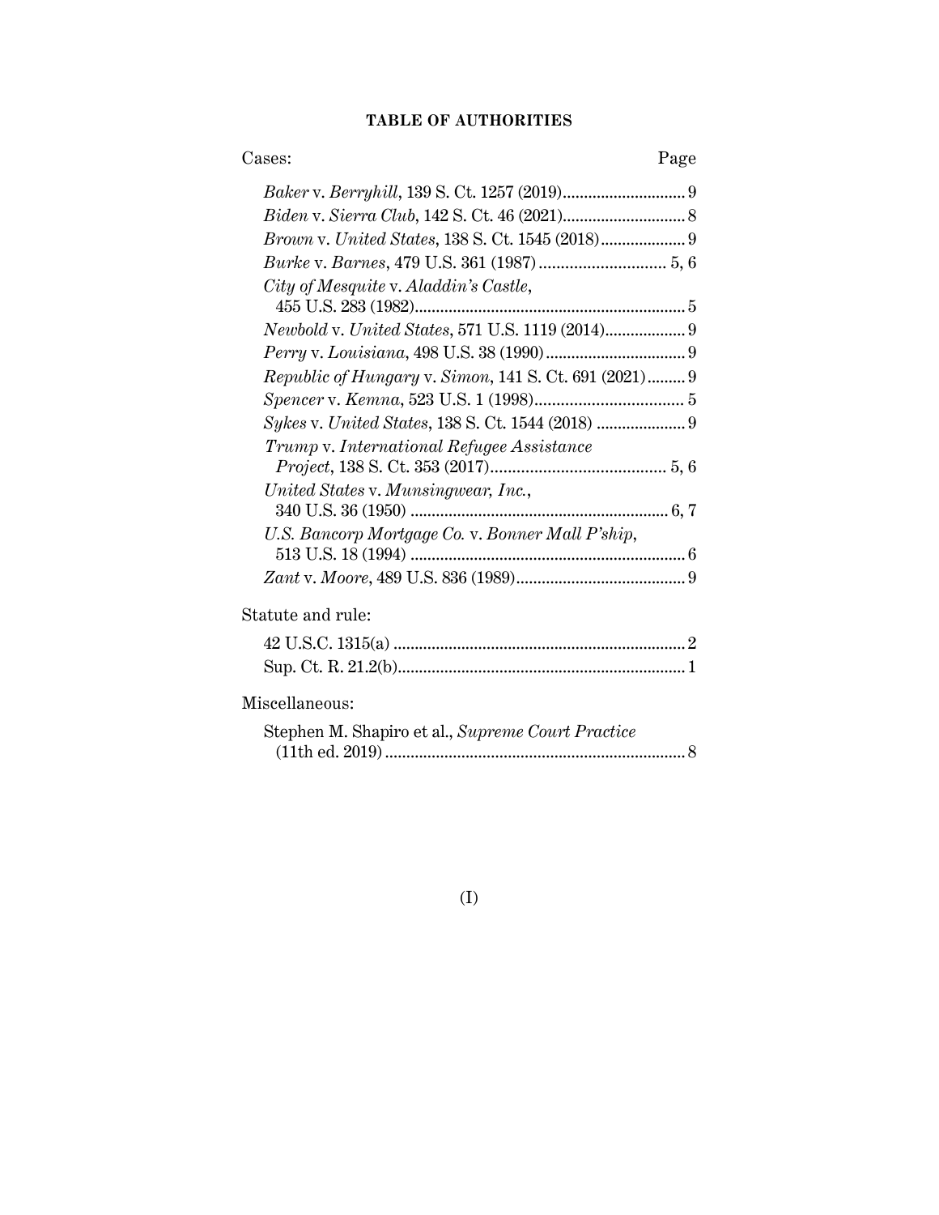**TABLE OF AUTHORITIES**

| Cases: | Page |
|---|---|
| *Baker* v. *Berryhill*, 139 S. Ct. 1257 (2019) | 9 |
| *Biden* v. *Sierra Club*, 142 S. Ct. 46 (2021) | 8 |
| *Brown* v. *United States*, 138 S. Ct. 1545 (2018) | 9 |
| *Burke* v. *Barnes*, 479 U.S. 361 (1987) | 5, 6 |
| *City of Mesquite* v. *Aladdin's Castle*, 455 U.S. 283 (1982) | 5 |
| *Newbold* v. *United States*, 571 U.S. 1119 (2014) | 9 |
| *Perry* v. *Louisiana*, 498 U.S. 38 (1990) | 9 |
| *Republic of Hungary* v. *Simon*, 141 S. Ct. 691 (2021) | 9 |
| *Spencer* v. *Kemna*, 523 U.S. 1 (1998) | 5 |
| *Sykes* v. *United States*, 138 S. Ct. 1544 (2018) | 9 |
| *Trump* v. *International Refugee Assistance Project*, 138 S. Ct. 353 (2017) | 5, 6 |
| *United States* v. *Munsingwear, Inc.*, 340 U.S. 36 (1950) | 6, 7 |
| *U.S. Bancorp Mortgage Co.* v. *Bonner Mall P'ship*, 513 U.S. 18 (1994) | 6 |
| *Zant* v. *Moore*, 489 U.S. 836 (1989) | 9 |

| Statute and rule: | |
|---|---|
| 42 U.S.C. 1315(a) | 2 |
| Sup. Ct. R. 21.2(b) | 1 |

| Miscellaneous: | |
|---|---|
| Stephen M. Shapiro et al., *Supreme Court Practice* (11th ed. 2019) | 8 |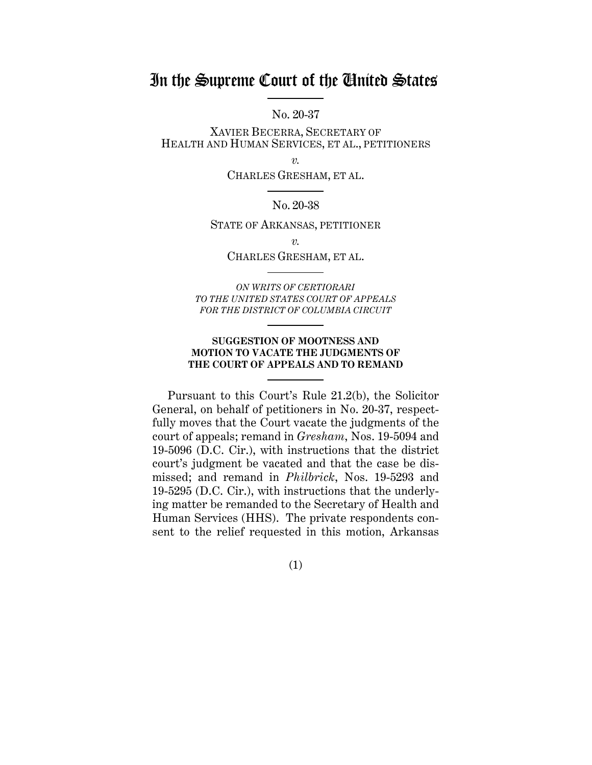# In the Supreme Court of the United States

No. 20-37

XAVIER BECERRA, SECRETARY OF HEALTH AND HUMAN SERVICES, ET AL., PETITIONERS

*v.*

CHARLES GRESHAM, ET AL.

No. 20-38

STATE OF ARKANSAS, PETITIONER

*v.*

CHARLES GRESHAM, ET AL.

*ON WRITS OF CERTIORARI TO THE UNITED STATES COURT OF APPEALS FOR THE DISTRICT OF COLUMBIA CIRCUIT*

**SUGGESTION OF MOOTNESS AND MOTION TO VACATE THE JUDGMENTS OF THE COURT OF APPEALS AND TO REMAND**

Pursuant to this Court's Rule 21.2(b), the Solicitor General, on behalf of petitioners in No. 20-37, respectfully moves that the Court vacate the judgments of the court of appeals; remand in *Gresham*, Nos. 19-5094 and 19-5096 (D.C. Cir.), with instructions that the district court's judgment be vacated and that the case be dismissed; and remand in *Philbrick*, Nos. 19-5293 and 19-5295 (D.C. Cir.), with instructions that the underlying matter be remanded to the Secretary of Health and Human Services (HHS). The private respondents consent to the relief requested in this motion, Arkansas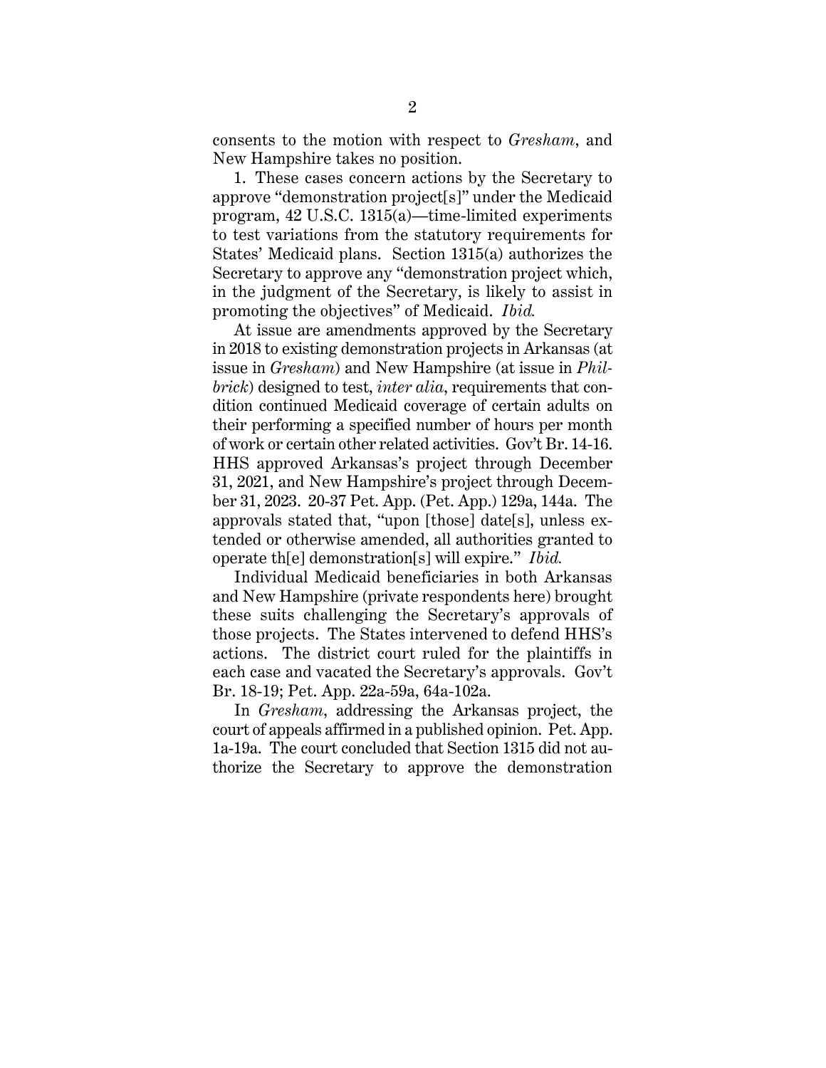consents to the motion with respect to *Gresham*, and New Hampshire takes no position.

1. These cases concern actions by the Secretary to approve "demonstration project[s]" under the Medicaid program, 42 U.S.C. 1315(a)—time-limited experiments to test variations from the statutory requirements for States' Medicaid plans. Section 1315(a) authorizes the Secretary to approve any "demonstration project which, in the judgment of the Secretary, is likely to assist in promoting the objectives" of Medicaid. *Ibid.*

At issue are amendments approved by the Secretary in 2018 to existing demonstration projects in Arkansas (at issue in *Gresham*) and New Hampshire (at issue in *Philbrick*) designed to test, *inter alia*, requirements that condition continued Medicaid coverage of certain adults on their performing a specified number of hours per month of work or certain other related activities. Gov't Br. 14-16. HHS approved Arkansas's project through December 31, 2021, and New Hampshire's project through December 31, 2023. 20-37 Pet. App. (Pet. App.) 129a, 144a. The approvals stated that, "upon [those] date[s], unless extended or otherwise amended, all authorities granted to operate th[e] demonstration[s] will expire." *Ibid.*

Individual Medicaid beneficiaries in both Arkansas and New Hampshire (private respondents here) brought these suits challenging the Secretary's approvals of those projects. The States intervened to defend HHS's actions. The district court ruled for the plaintiffs in each case and vacated the Secretary's approvals. Gov't Br. 18-19; Pet. App. 22a-59a, 64a-102a.

In *Gresham*, addressing the Arkansas project, the court of appeals affirmed in a published opinion. Pet. App. 1a-19a. The court concluded that Section 1315 did not authorize the Secretary to approve the demonstration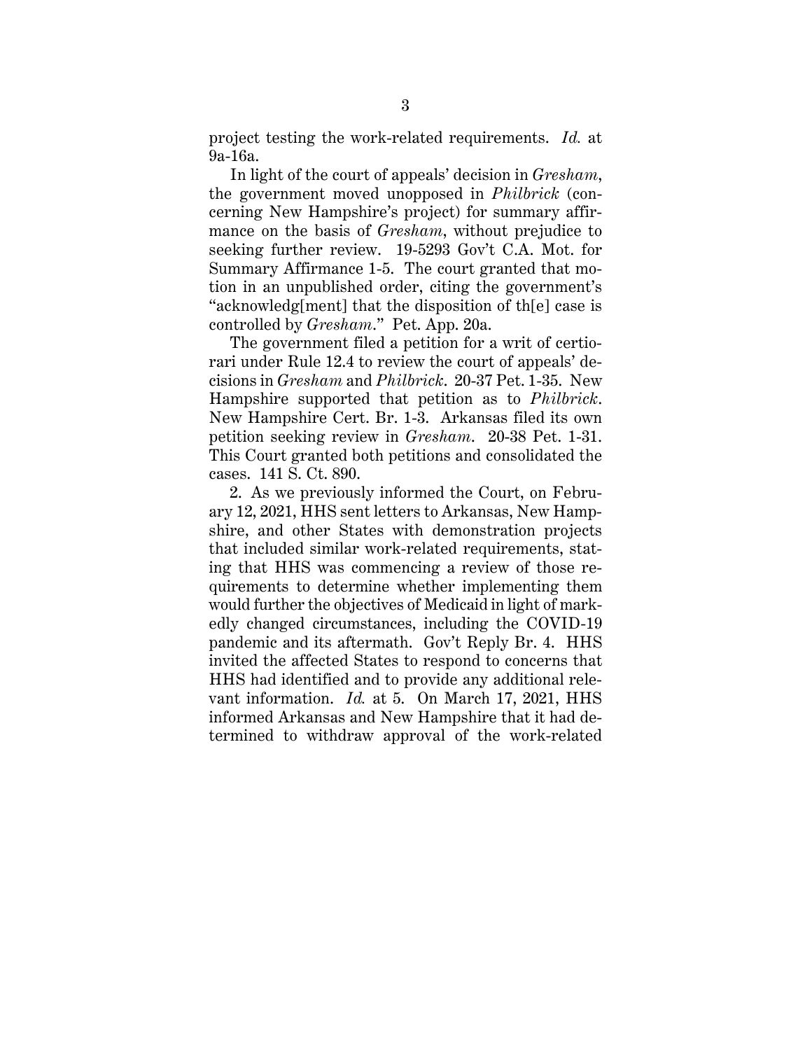project testing the work-related requirements. *Id.* at 9a-16a.

In light of the court of appeals' decision in *Gresham*, the government moved unopposed in *Philbrick* (concerning New Hampshire's project) for summary affirmance on the basis of *Gresham*, without prejudice to seeking further review. 19-5293 Gov't C.A. Mot. for Summary Affirmance 1-5. The court granted that motion in an unpublished order, citing the government's "acknowledg[ment] that the disposition of th[e] case is controlled by *Gresham*." Pet. App. 20a.

The government filed a petition for a writ of certiorari under Rule 12.4 to review the court of appeals' decisions in *Gresham* and *Philbrick*. 20-37 Pet. 1-35. New Hampshire supported that petition as to *Philbrick*. New Hampshire Cert. Br. 1-3. Arkansas filed its own petition seeking review in *Gresham*. 20-38 Pet. 1-31. This Court granted both petitions and consolidated the cases. 141 S. Ct. 890.

2. As we previously informed the Court, on February 12, 2021, HHS sent letters to Arkansas, New Hampshire, and other States with demonstration projects that included similar work-related requirements, stating that HHS was commencing a review of those requirements to determine whether implementing them would further the objectives of Medicaid in light of markedly changed circumstances, including the COVID-19 pandemic and its aftermath. Gov't Reply Br. 4. HHS invited the affected States to respond to concerns that HHS had identified and to provide any additional relevant information. *Id.* at 5. On March 17, 2021, HHS informed Arkansas and New Hampshire that it had determined to withdraw approval of the work-related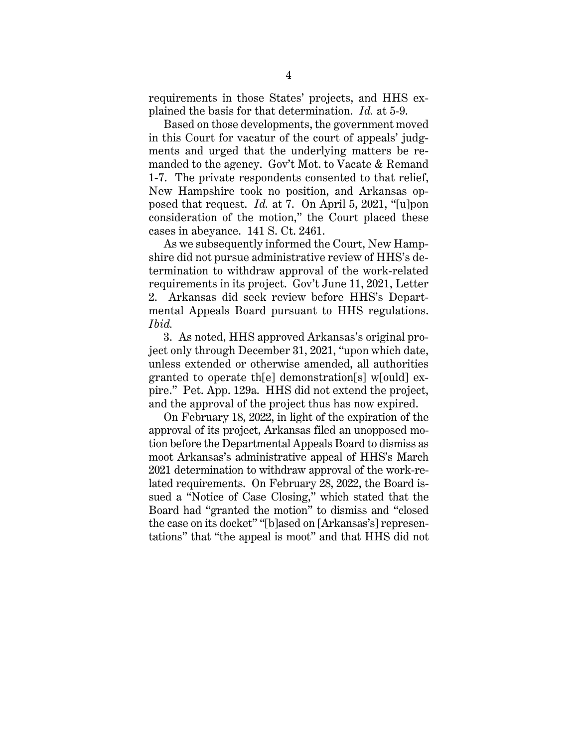requirements in those States' projects, and HHS explained the basis for that determination. *Id.* at 5-9.

Based on those developments, the government moved in this Court for vacatur of the court of appeals' judgments and urged that the underlying matters be remanded to the agency. Gov't Mot. to Vacate & Remand 1-7. The private respondents consented to that relief, New Hampshire took no position, and Arkansas opposed that request. *Id.* at 7. On April 5, 2021, "[u]pon consideration of the motion," the Court placed these cases in abeyance. 141 S. Ct. 2461.

As we subsequently informed the Court, New Hampshire did not pursue administrative review of HHS's determination to withdraw approval of the work-related requirements in its project. Gov't June 11, 2021, Letter 2. Arkansas did seek review before HHS's Departmental Appeals Board pursuant to HHS regulations. *Ibid.*

3. As noted, HHS approved Arkansas's original project only through December 31, 2021, "upon which date, unless extended or otherwise amended, all authorities granted to operate th[e] demonstration[s] w[ould] expire." Pet. App. 129a. HHS did not extend the project, and the approval of the project thus has now expired.

On February 18, 2022, in light of the expiration of the approval of its project, Arkansas filed an unopposed motion before the Departmental Appeals Board to dismiss as moot Arkansas's administrative appeal of HHS's March 2021 determination to withdraw approval of the work-related requirements. On February 28, 2022, the Board issued a "Notice of Case Closing," which stated that the Board had "granted the motion" to dismiss and "closed the case on its docket" "[b]ased on [Arkansas's] representations" that "the appeal is moot" and that HHS did not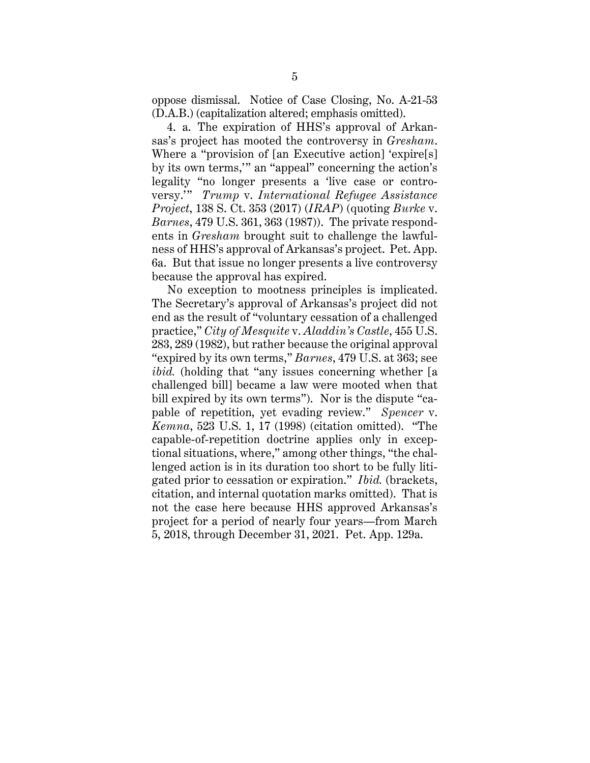oppose dismissal. Notice of Case Closing, No. A-21-53 (D.A.B.) (capitalization altered; emphasis omitted).

4. a. The expiration of HHS's approval of Arkansas's project has mooted the controversy in *Gresham*. Where a "provision of [an Executive action] 'expire[s] by its own terms,'" an "appeal" concerning the action's legality "no longer presents a 'live case or controversy.'" *Trump* v. *International Refugee Assistance Project*, 138 S. Ct. 353 (2017) (*IRAP*) (quoting *Burke* v. *Barnes*, 479 U.S. 361, 363 (1987)). The private respondents in *Gresham* brought suit to challenge the lawfulness of HHS's approval of Arkansas's project. Pet. App. 6a. But that issue no longer presents a live controversy because the approval has expired.

No exception to mootness principles is implicated. The Secretary's approval of Arkansas's project did not end as the result of "voluntary cessation of a challenged practice," *City of Mesquite* v. *Aladdin's Castle*, 455 U.S. 283, 289 (1982), but rather because the original approval "expired by its own terms," *Barnes*, 479 U.S. at 363; see *ibid.* (holding that "any issues concerning whether [a challenged bill] became a law were mooted when that bill expired by its own terms"). Nor is the dispute "capable of repetition, yet evading review." *Spencer* v. *Kemna*, 523 U.S. 1, 17 (1998) (citation omitted). "The capable-of-repetition doctrine applies only in exceptional situations, where," among other things, "the challenged action is in its duration too short to be fully litigated prior to cessation or expiration." *Ibid.* (brackets, citation, and internal quotation marks omitted). That is not the case here because HHS approved Arkansas's project for a period of nearly four years—from March 5, 2018, through December 31, 2021. Pet. App. 129a.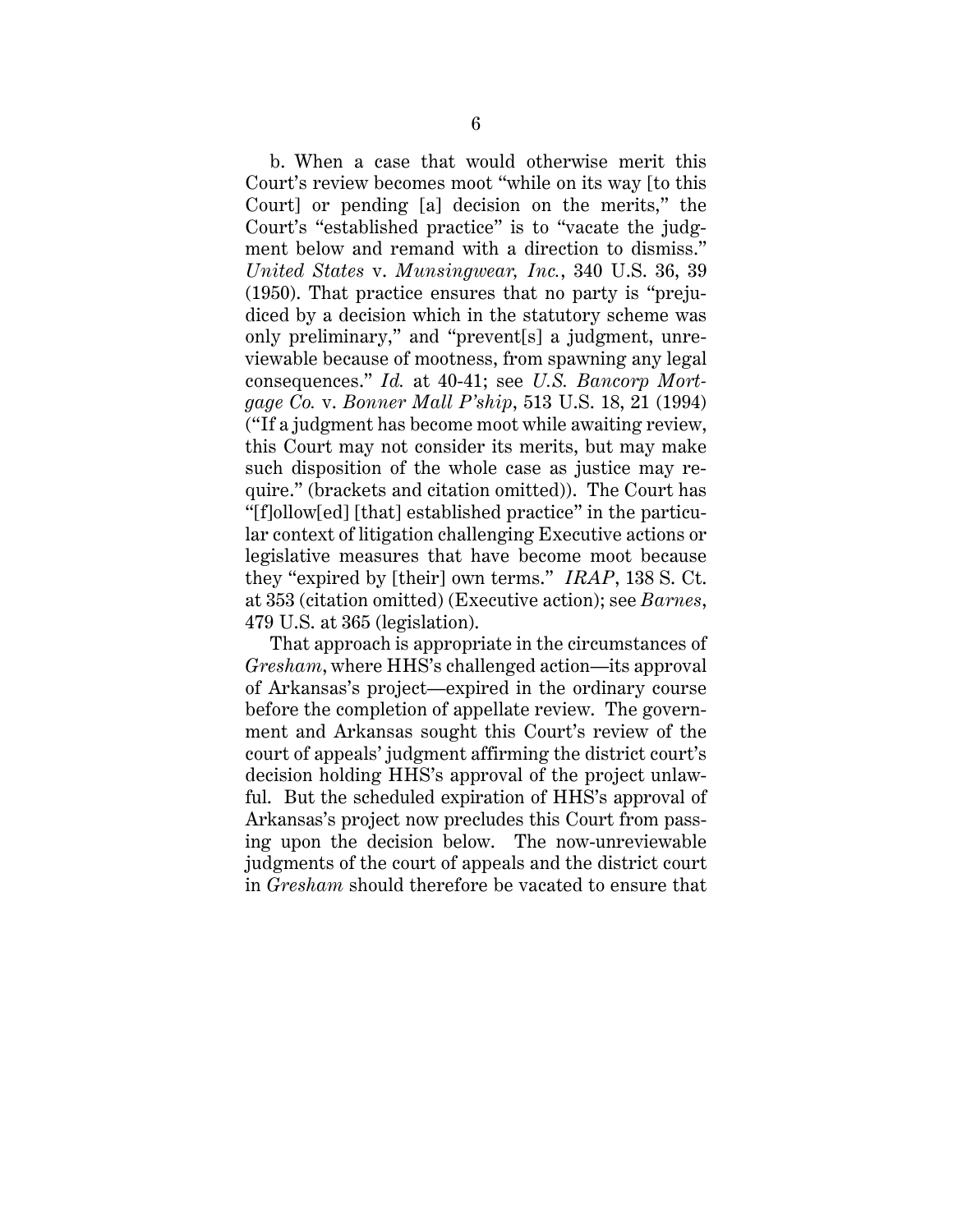b. When a case that would otherwise merit this Court's review becomes moot "while on its way [to this Court] or pending [a] decision on the merits," the Court's "established practice" is to "vacate the judgment below and remand with a direction to dismiss." *United States* v. *Munsingwear, Inc.*, 340 U.S. 36, 39 (1950). That practice ensures that no party is "prejudiced by a decision which in the statutory scheme was only preliminary," and "prevent[s] a judgment, unreviewable because of mootness, from spawning any legal consequences." *Id.* at 40-41; see *U.S. Bancorp Mortgage Co.* v. *Bonner Mall P'ship*, 513 U.S. 18, 21 (1994) ("If a judgment has become moot while awaiting review, this Court may not consider its merits, but may make such disposition of the whole case as justice may require." (brackets and citation omitted)). The Court has "[f]ollow[ed] [that] established practice" in the particular context of litigation challenging Executive actions or legislative measures that have become moot because they "expired by [their] own terms." *IRAP*, 138 S. Ct. at 353 (citation omitted) (Executive action); see *Barnes*, 479 U.S. at 365 (legislation).

That approach is appropriate in the circumstances of *Gresham*, where HHS's challenged action—its approval of Arkansas's project—expired in the ordinary course before the completion of appellate review. The government and Arkansas sought this Court's review of the court of appeals' judgment affirming the district court's decision holding HHS's approval of the project unlawful. But the scheduled expiration of HHS's approval of Arkansas's project now precludes this Court from passing upon the decision below. The now-unreviewable judgments of the court of appeals and the district court in *Gresham* should therefore be vacated to ensure that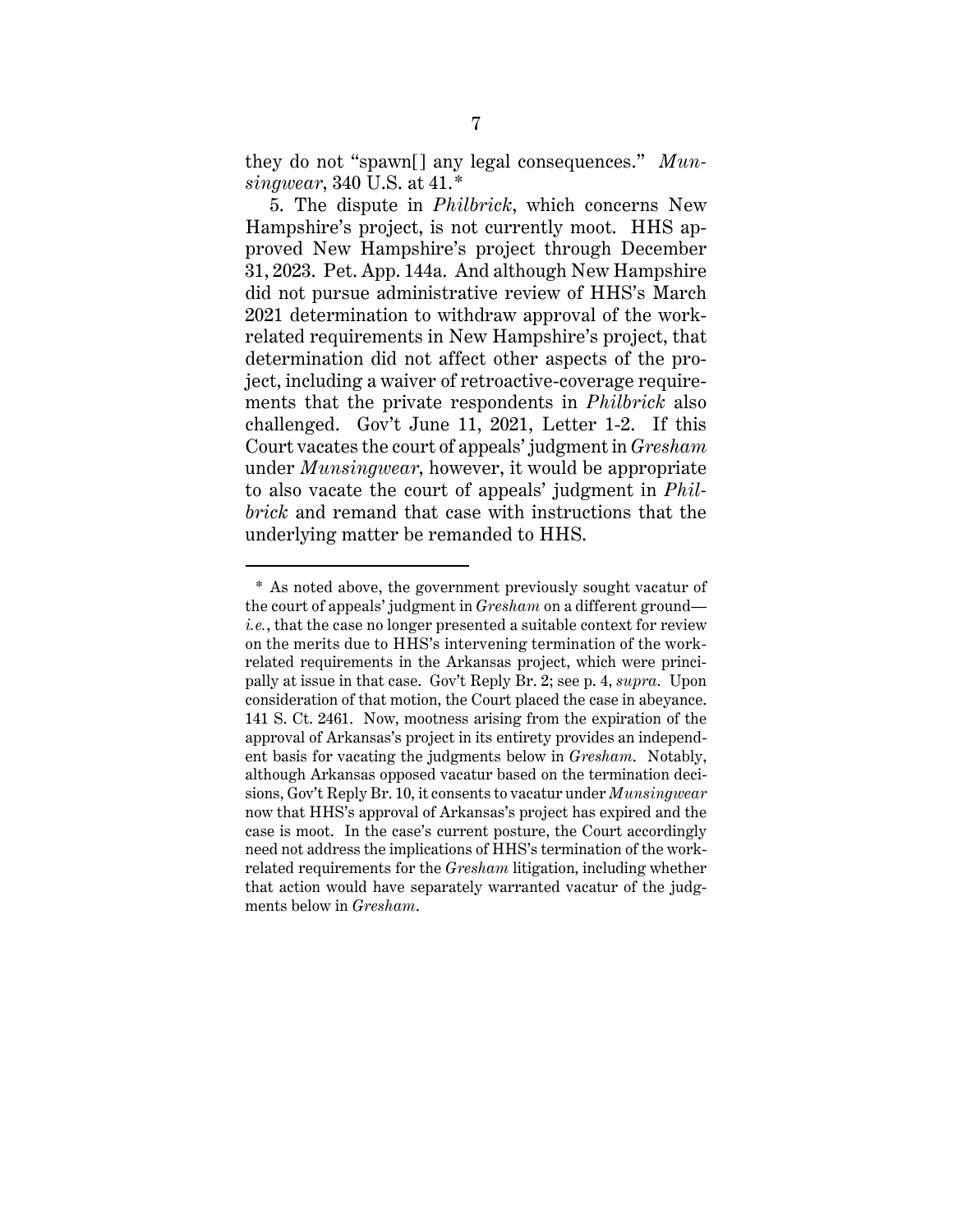they do not "spawn[] any legal consequences." *Munsingwear*, 340 U.S. at 41.*

5. The dispute in *Philbrick*, which concerns New Hampshire's project, is not currently moot. HHS approved New Hampshire's project through December 31, 2023. Pet. App. 144a. And although New Hampshire did not pursue administrative review of HHS's March 2021 determination to withdraw approval of the work-related requirements in New Hampshire's project, that determination did not affect other aspects of the project, including a waiver of retroactive-coverage requirements that the private respondents in *Philbrick* also challenged. Gov't June 11, 2021, Letter 1-2. If this Court vacates the court of appeals' judgment in *Gresham* under *Munsingwear*, however, it would be appropriate to also vacate the court of appeals' judgment in *Philbrick* and remand that case with instructions that the underlying matter be remanded to HHS.

---

\* As noted above, the government previously sought vacatur of the court of appeals' judgment in *Gresham* on a different ground—*i.e.*, that the case no longer presented a suitable context for review on the merits due to HHS's intervening termination of the work-related requirements in the Arkansas project, which were principally at issue in that case. Gov't Reply Br. 2; see p. 4, *supra*. Upon consideration of that motion, the Court placed the case in abeyance. 141 S. Ct. 2461. Now, mootness arising from the expiration of the approval of Arkansas's project in its entirety provides an independent basis for vacating the judgments below in *Gresham*. Notably, although Arkansas opposed vacatur based on the termination decisions, Gov't Reply Br. 10, it consents to vacatur under *Munsingwear* now that HHS's approval of Arkansas's project has expired and the case is moot. In the case's current posture, the Court accordingly need not address the implications of HHS's termination of the work-related requirements for the *Gresham* litigation, including whether that action would have separately warranted vacatur of the judgments below in *Gresham*.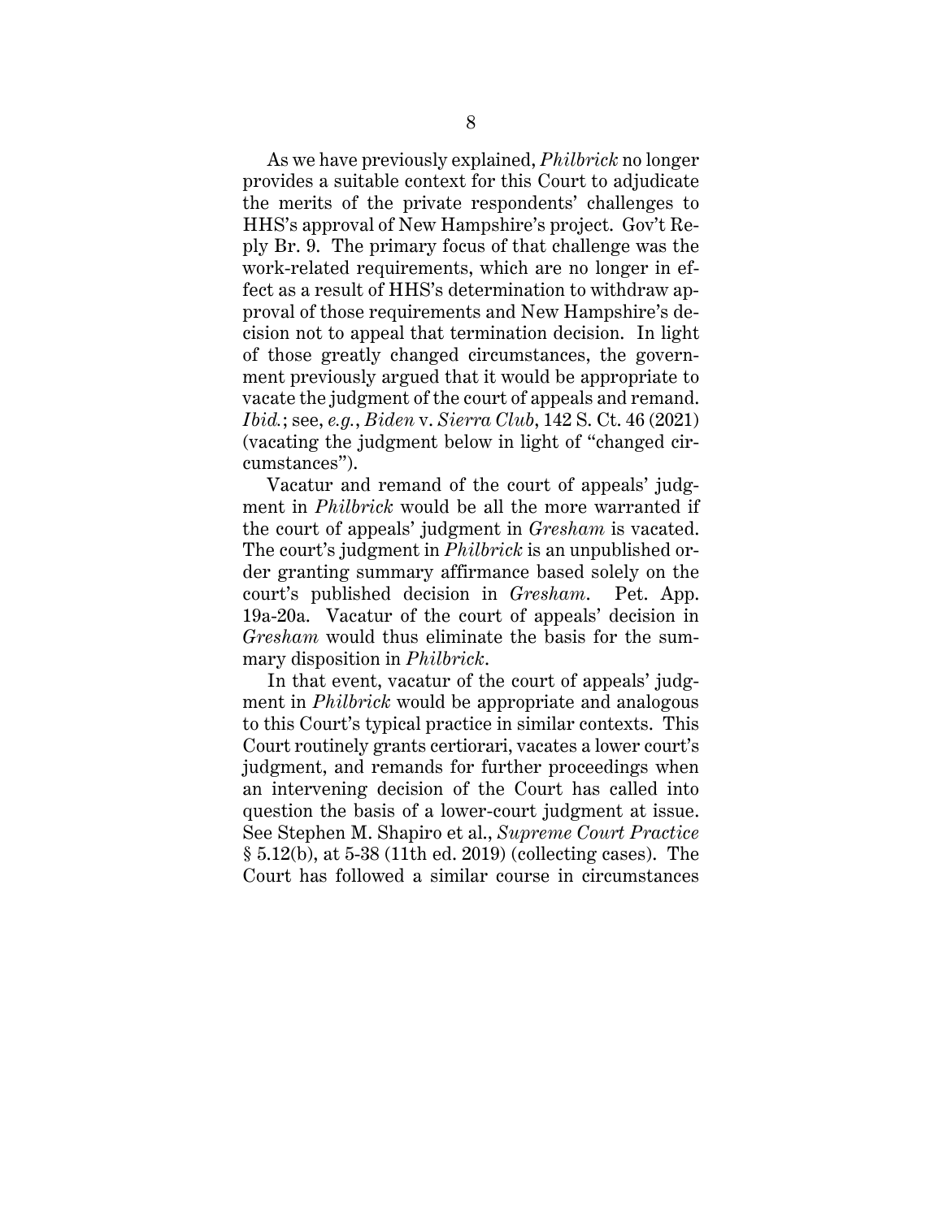As we have previously explained, *Philbrick* no longer provides a suitable context for this Court to adjudicate the merits of the private respondents' challenges to HHS's approval of New Hampshire's project. Gov't Reply Br. 9. The primary focus of that challenge was the work-related requirements, which are no longer in effect as a result of HHS's determination to withdraw approval of those requirements and New Hampshire's decision not to appeal that termination decision. In light of those greatly changed circumstances, the government previously argued that it would be appropriate to vacate the judgment of the court of appeals and remand. *Ibid.*; see, *e.g.*, *Biden* v. *Sierra Club*, 142 S. Ct. 46 (2021) (vacating the judgment below in light of "changed circumstances").

Vacatur and remand of the court of appeals' judgment in *Philbrick* would be all the more warranted if the court of appeals' judgment in *Gresham* is vacated. The court's judgment in *Philbrick* is an unpublished order granting summary affirmance based solely on the court's published decision in *Gresham*. Pet. App. 19a-20a. Vacatur of the court of appeals' decision in *Gresham* would thus eliminate the basis for the summary disposition in *Philbrick*.

In that event, vacatur of the court of appeals' judgment in *Philbrick* would be appropriate and analogous to this Court's typical practice in similar contexts. This Court routinely grants certiorari, vacates a lower court's judgment, and remands for further proceedings when an intervening decision of the Court has called into question the basis of a lower-court judgment at issue. See Stephen M. Shapiro et al., *Supreme Court Practice* § 5.12(b), at 5-38 (11th ed. 2019) (collecting cases). The Court has followed a similar course in circumstances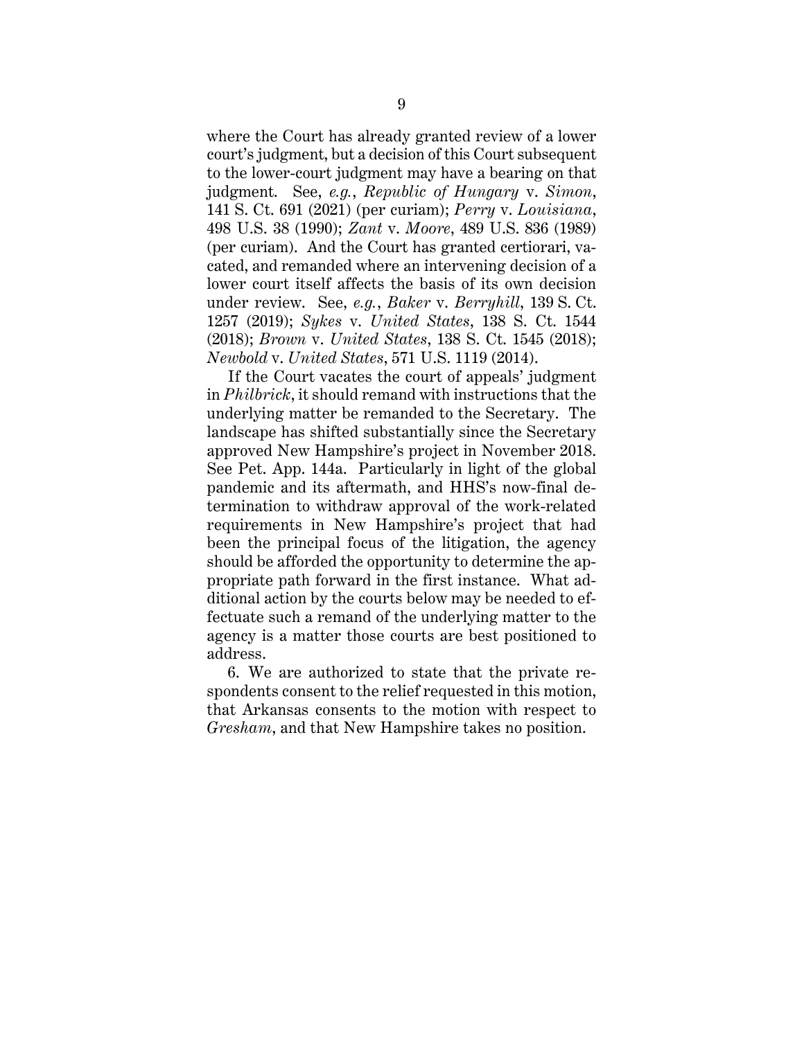where the Court has already granted review of a lower court's judgment, but a decision of this Court subsequent to the lower-court judgment may have a bearing on that judgment. See, *e.g.*, *Republic of Hungary* v. *Simon*, 141 S. Ct. 691 (2021) (per curiam); *Perry* v. *Louisiana*, 498 U.S. 38 (1990); *Zant* v. *Moore*, 489 U.S. 836 (1989) (per curiam). And the Court has granted certiorari, vacated, and remanded where an intervening decision of a lower court itself affects the basis of its own decision under review. See, *e.g.*, *Baker* v. *Berryhill*, 139 S. Ct. 1257 (2019); *Sykes* v. *United States*, 138 S. Ct. 1544 (2018); *Brown* v. *United States*, 138 S. Ct. 1545 (2018); *Newbold* v. *United States*, 571 U.S. 1119 (2014).

If the Court vacates the court of appeals' judgment in *Philbrick*, it should remand with instructions that the underlying matter be remanded to the Secretary. The landscape has shifted substantially since the Secretary approved New Hampshire's project in November 2018. See Pet. App. 144a. Particularly in light of the global pandemic and its aftermath, and HHS's now-final determination to withdraw approval of the work-related requirements in New Hampshire's project that had been the principal focus of the litigation, the agency should be afforded the opportunity to determine the appropriate path forward in the first instance. What additional action by the courts below may be needed to effectuate such a remand of the underlying matter to the agency is a matter those courts are best positioned to address.

6. We are authorized to state that the private respondents consent to the relief requested in this motion, that Arkansas consents to the motion with respect to *Gresham*, and that New Hampshire takes no position.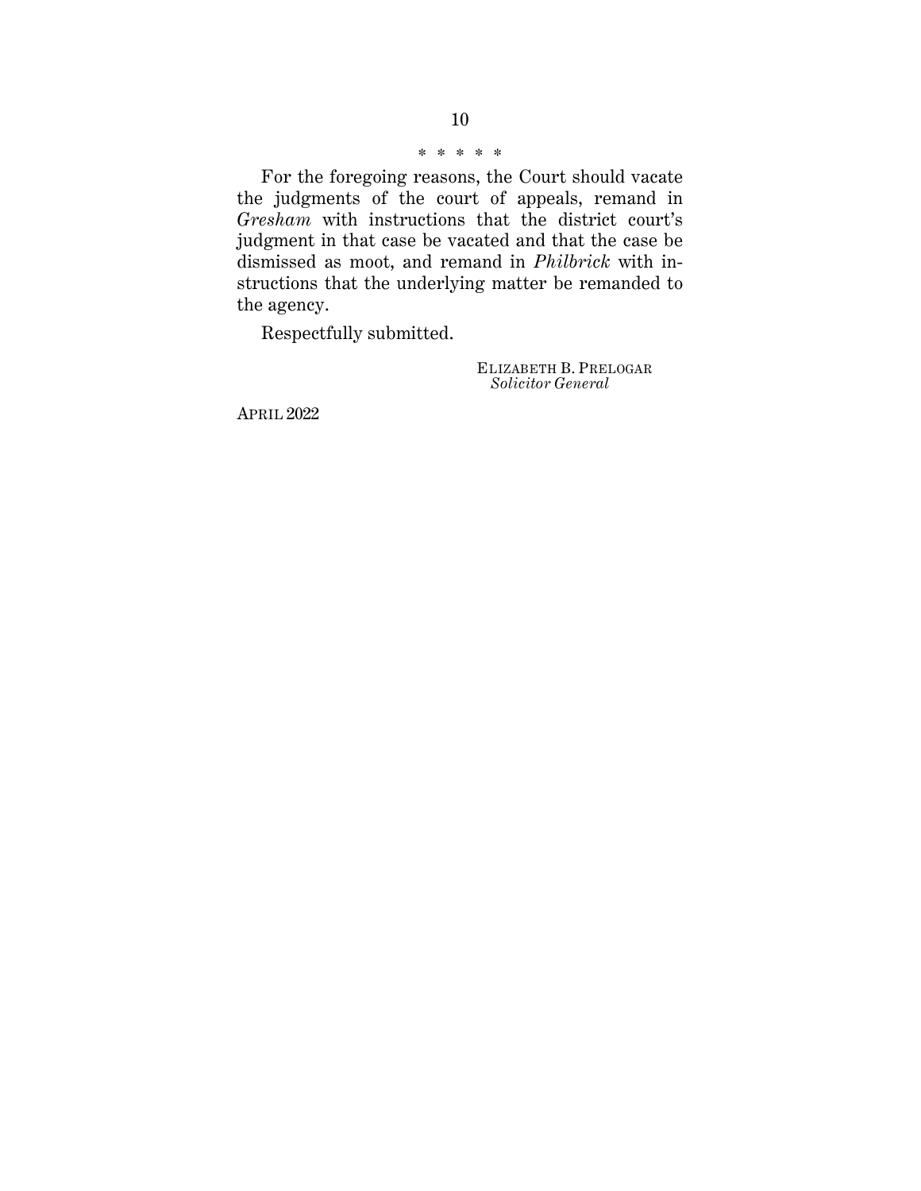\* \* \* \* \*

For the foregoing reasons, the Court should vacate the judgments of the court of appeals, remand in *Gresham* with instructions that the district court's judgment in that case be vacated and that the case be dismissed as moot, and remand in *Philbrick* with instructions that the underlying matter be remanded to the agency.

Respectfully submitted.

ELIZABETH B. PRELOGAR
*Solicitor General*

APRIL 2022